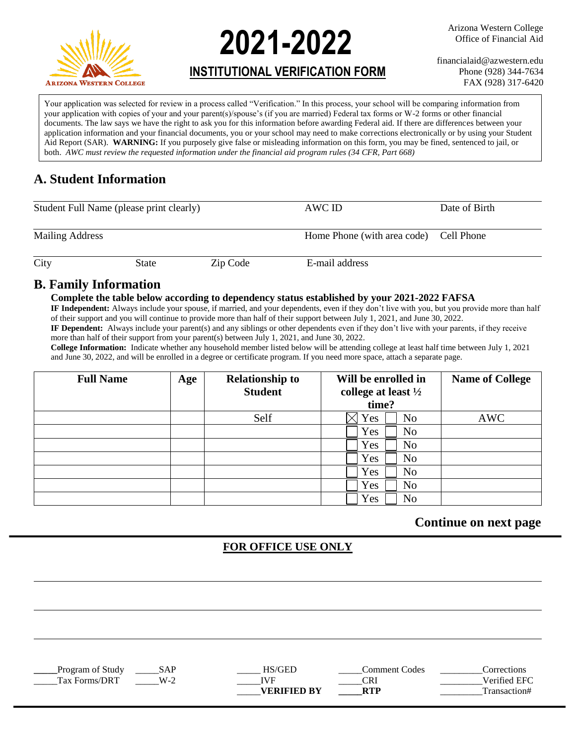Arizona Western College

# 2021-2022

## INSTITUTIONAL VERIFICATION FORM

Arizona Western College
Office of Financial Aid

financialaid@azwestern.edu
Phone (928) 344-7634
FAX (928) 317-6420

Your application was selected for review in a process called "Verification." In this process, your school will be comparing information from your application with copies of your and your parent(s)/spouse's (if you are married) Federal tax forms or W-2 forms or other financial documents. The law says we have the right to ask you for this information before awarding Federal aid. If there are differences between your application information and your financial documents, you or your school may need to make corrections electronically or by using your Student Aid Report (SAR). **WARNING:** If you purposely give false or misleading information on this form, you may be fined, sentenced to jail, or both. *AWC must review the requested information under the financial aid program rules (34 CFR, Part 668)*

## A. Student Information

Student Full Name (please print clearly) ________________ AWC ID ________ Date of Birth ________

Mailing Address ________________ Home Phone (with area code) ________ Cell Phone ________

City ________ State ________ Zip Code ________ E-mail address ________________

## B. Family Information

**Complete the table below according to dependency status established by your 2021-2022 FAFSA**

**IF Independent:** Always include your spouse, if married, and your dependents, even if they don't live with you, but you provide more than half of their support and you will continue to provide more than half of their support between July 1, 2021, and June 30, 2022.

**IF Dependent:** Always include your parent(s) and any siblings or other dependents even if they don't live with your parents, if they receive more than half of their support from your parent(s) between July 1, 2021, and June 30, 2022.

**College Information:** Indicate whether any household member listed below will be attending college at least half time between July 1, 2021 and June 30, 2022, and will be enrolled in a degree or certificate program. If you need more space, attach a separate page.

| Full Name | Age | Relationship to Student | Will be enrolled in college at least ½ time? | Name of College |
|---|---|---|---|---|
| | | Self | ☒ Yes ☐ No | AWC |
| | | | ☐ Yes ☐ No | |
| | | | ☐ Yes ☐ No | |
| | | | ☐ Yes ☐ No | |
| | | | ☐ Yes ☐ No | |
| | | | ☐ Yes ☐ No | |
| | | | ☐ Yes ☐ No | |

**Continue on next page**

**FOR OFFICE USE ONLY**

_____Program of Study _____SAP _____HS/GED _____Comment Codes _________Corrections

_____Tax Forms/DRT _____W-2 _____IVF _____CRI _________Verified EFC

_____**VERIFIED BY** _____**RTP** _________Transaction#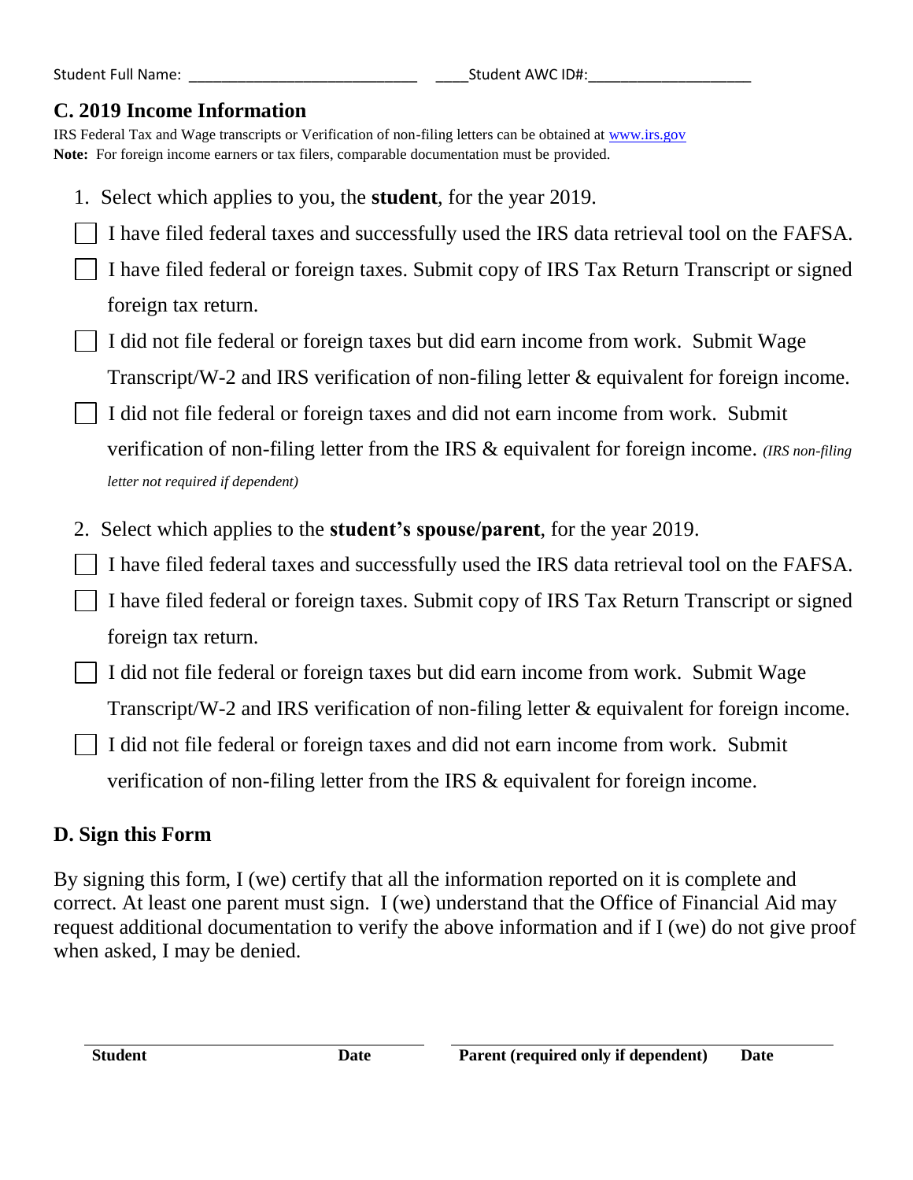Student Full Name: ____________________________ ____Student AWC ID#:____________________

## C. 2019 Income Information

IRS Federal Tax and Wage transcripts or Verification of non-filing letters can be obtained at www.irs.gov
**Note:** For foreign income earners or tax filers, comparable documentation must be provided.

1. Select which applies to you, the **student**, for the year 2019.

- ☐ I have filed federal taxes and successfully used the IRS data retrieval tool on the FAFSA.
- ☐ I have filed federal or foreign taxes. Submit copy of IRS Tax Return Transcript or signed foreign tax return.
- ☐ I did not file federal or foreign taxes but did earn income from work. Submit Wage Transcript/W-2 and IRS verification of non-filing letter & equivalent for foreign income.
- ☐ I did not file federal or foreign taxes and did not earn income from work. Submit verification of non-filing letter from the IRS & equivalent for foreign income. ***(IRS non-filing letter not required if dependent)***

2. Select which applies to the **student's spouse/parent**, for the year 2019.

- ☐ I have filed federal taxes and successfully used the IRS data retrieval tool on the FAFSA.
- ☐ I have filed federal or foreign taxes. Submit copy of IRS Tax Return Transcript or signed foreign tax return.
- ☐ I did not file federal or foreign taxes but did earn income from work. Submit Wage Transcript/W-2 and IRS verification of non-filing letter & equivalent for foreign income.
- ☐ I did not file federal or foreign taxes and did not earn income from work. Submit verification of non-filing letter from the IRS & equivalent for foreign income.

## D. Sign this Form

By signing this form, I (we) certify that all the information reported on it is complete and correct. At least one parent must sign. I (we) understand that the Office of Financial Aid may request additional documentation to verify the above information and if I (we) do not give proof when asked, I may be denied.

| | | | |
|---|---|---|---|
| **Student** | **Date** | **Parent (required only if dependent)** | **Date** |